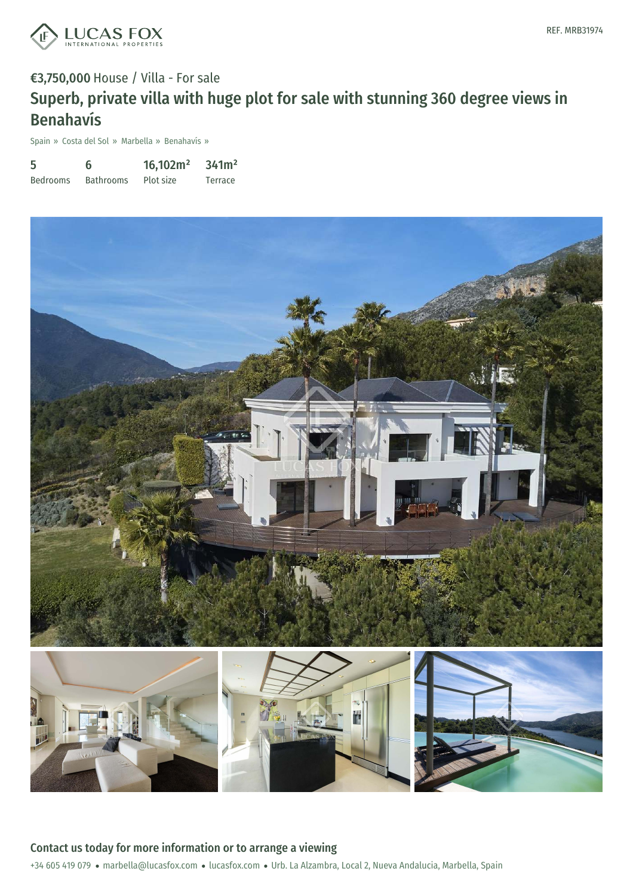REF. MRB31974

€3,750,000 House / Villa - For sale

# Superb, private villa with huge plot for sale with stunning 360 degree views in Benahavís

Spain » Costa del Sol » Marbella » Benahavís »

| 5 | 6 | 16,102m² | 341m² |
|---|---|---|---|
| Bedrooms | Bathrooms | Plot size | Terrace |

## Contact us today for more information or to arrange a viewing

+34 605 419 079 • marbella@lucasfox.com • lucasfox.com • Urb. La Alzambra, Local 2, Nueva Andalucia, Marbella, Spain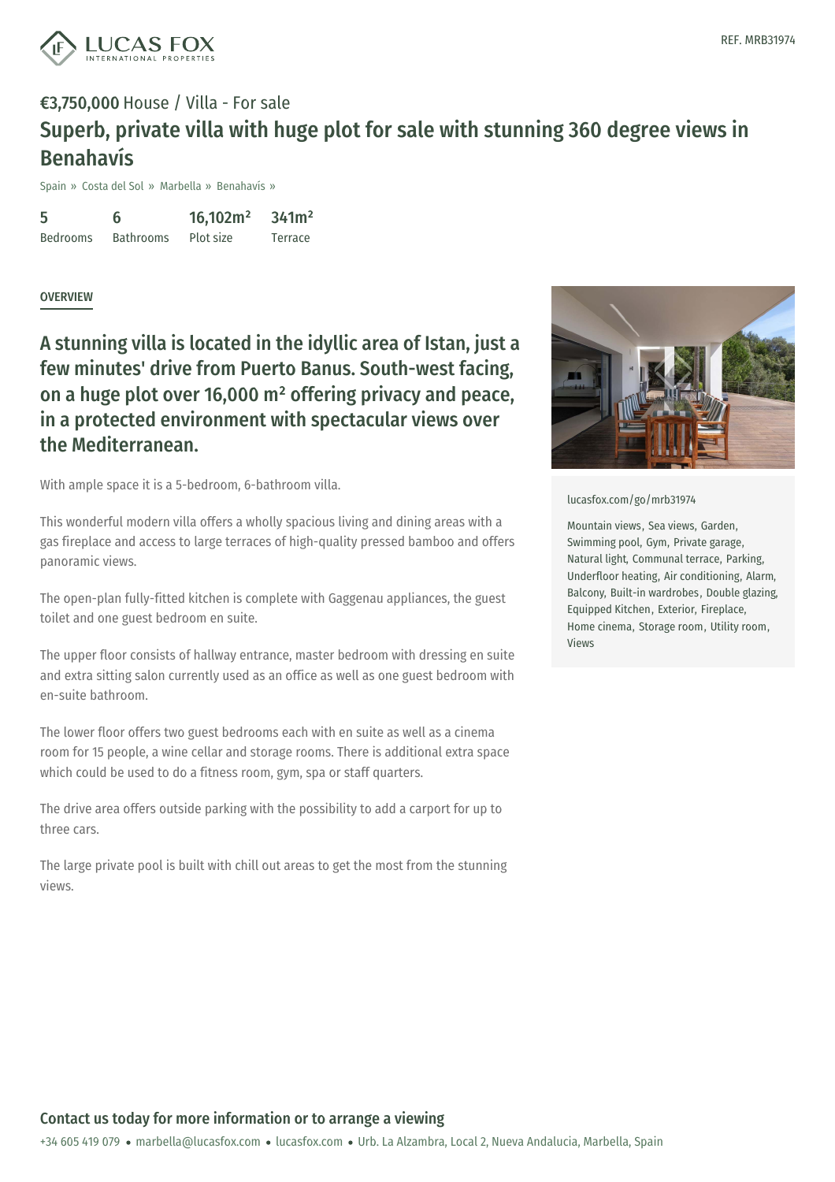REF. MRB31974

**€3,750,000** House / Villa - For sale

# Superb, private villa with huge plot for sale with stunning 360 degree views in Benahavís

Spain » Costa del Sol » Marbella » Benahavís »

| 5 | 6 | 16,102m² | 341m² |
|---|---|---|---|
| Bedrooms | Bathrooms | Plot size | Terrace |

## OVERVIEW

## A stunning villa is located in the idyllic area of Istan, just a few minutes' drive from Puerto Banus. South-west facing, on a huge plot over 16,000 m² offering privacy and peace, in a protected environment with spectacular views over the Mediterranean.

With ample space it is a 5-bedroom, 6-bathroom villa.

This wonderful modern villa offers a wholly spacious living and dining areas with a gas fireplace and access to large terraces of high-quality pressed bamboo and offers panoramic views.

The open-plan fully-fitted kitchen is complete with Gaggenau appliances, the guest toilet and one guest bedroom en suite.

The upper floor consists of hallway entrance, master bedroom with dressing en suite and extra sitting salon currently used as an office as well as one guest bedroom with en-suite bathroom.

The lower floor offers two guest bedrooms each with en suite as well as a cinema room for 15 people, a wine cellar and storage rooms. There is additional extra space which could be used to do a fitness room, gym, spa or staff quarters.

The drive area offers outside parking with the possibility to add a carport for up to three cars.

The large private pool is built with chill out areas to get the most from the stunning views.

lucasfox.com/go/mrb31974

Mountain views, Sea views, Garden, Swimming pool, Gym, Private garage, Natural light, Communal terrace, Parking, Underfloor heating, Air conditioning, Alarm, Balcony, Built-in wardrobes, Double glazing, Equipped Kitchen, Exterior, Fireplace, Home cinema, Storage room, Utility room, Views

## Contact us today for more information or to arrange a viewing

+34 605 419 079 • marbella@lucasfox.com • lucasfox.com • Urb. La Alzambra, Local 2, Nueva Andalucia, Marbella, Spain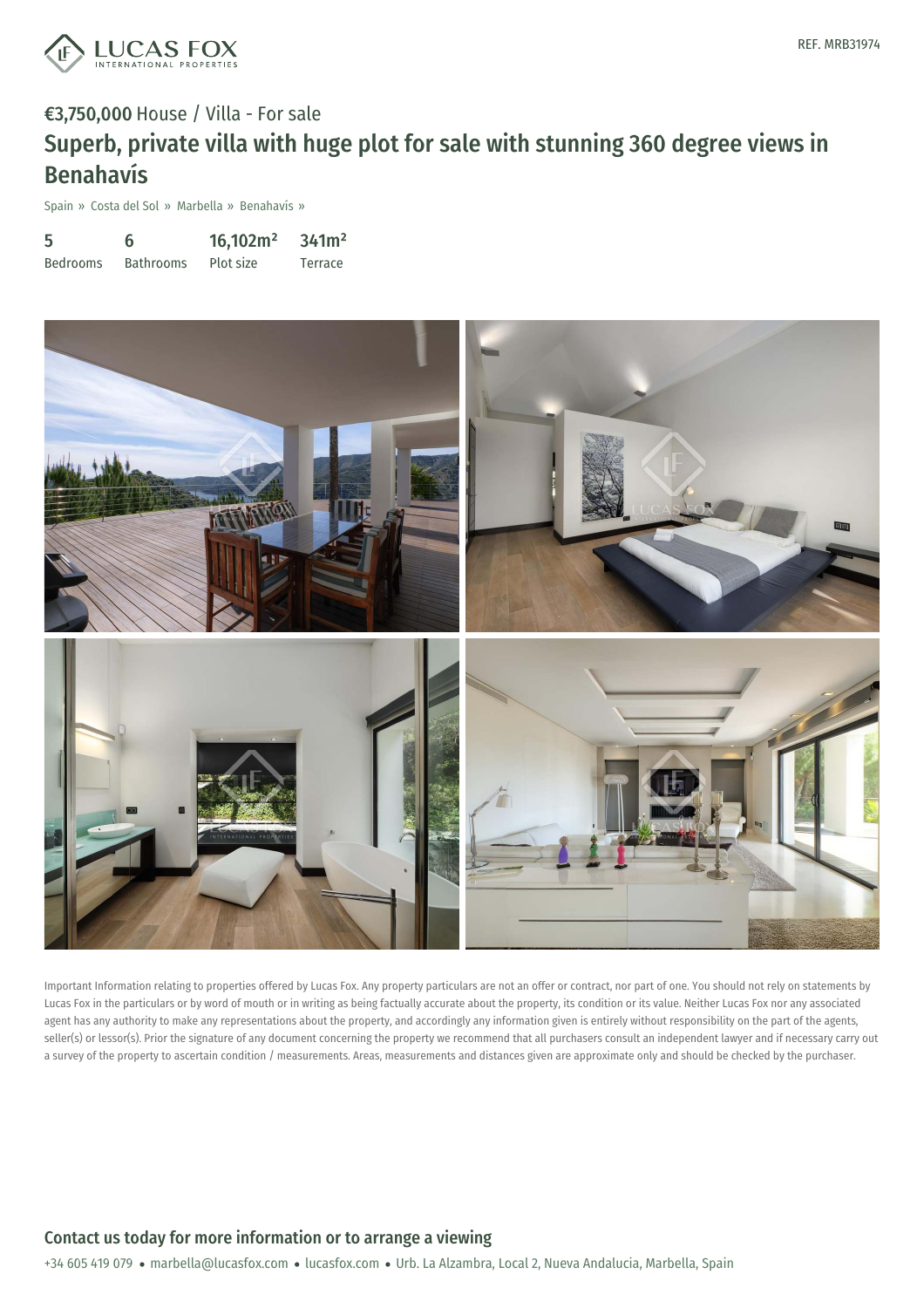REF. MRB31974

**€3,750,000** House / Villa - For sale

# Superb, private villa with huge plot for sale with stunning 360 degree views in Benahavís

Spain » Costa del Sol » Marbella » Benahavís »

| 5 | 6 | 16,102m² | 341m² |
|---|---|---|---|
| Bedrooms | Bathrooms | Plot size | Terrace |

Important Information relating to properties offered by Lucas Fox. Any property particulars are not an offer or contract, nor part of one. You should not rely on statements by Lucas Fox in the particulars or by word of mouth or in writing as being factually accurate about the property, its condition or its value. Neither Lucas Fox nor any associated agent has any authority to make any representations about the property, and accordingly any information given is entirely without responsibility on the part of the agents, seller(s) or lessor(s). Prior the signature of any document concerning the property we recommend that all purchasers consult an independent lawyer and if necessary carry out a survey of the property to ascertain condition / measurements. Areas, measurements and distances given are approximate only and should be checked by the purchaser.

## Contact us today for more information or to arrange a viewing

+34 605 419 079 • marbella@lucasfox.com • lucasfox.com • Urb. La Alzambra, Local 2, Nueva Andalucia, Marbella, Spain